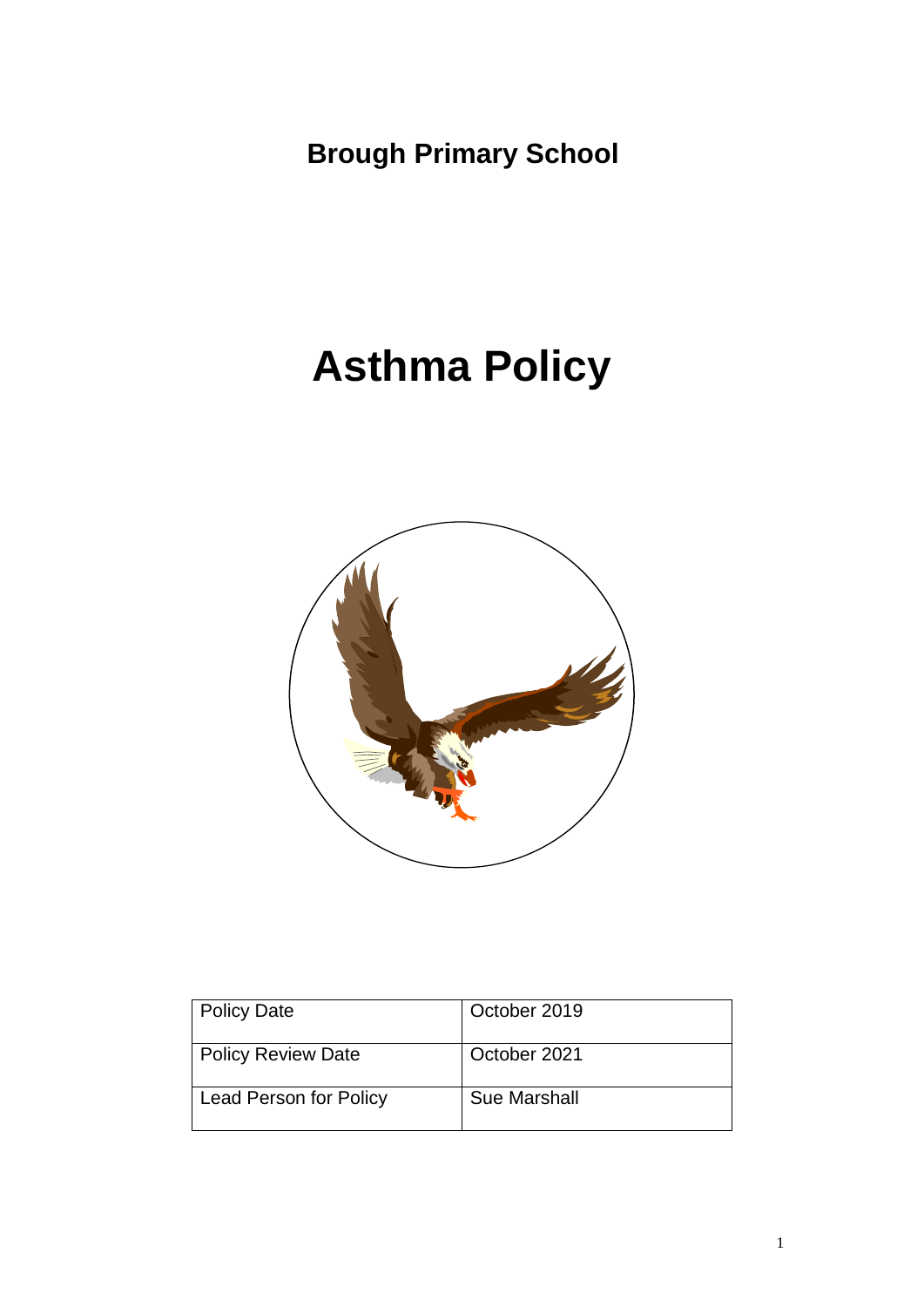**Brough Primary School**

# Asthma Policy

| Policy Date | October 2019 |
|---|---|
| Policy Review Date | October 2021 |
| Lead Person for Policy | Sue Marshall |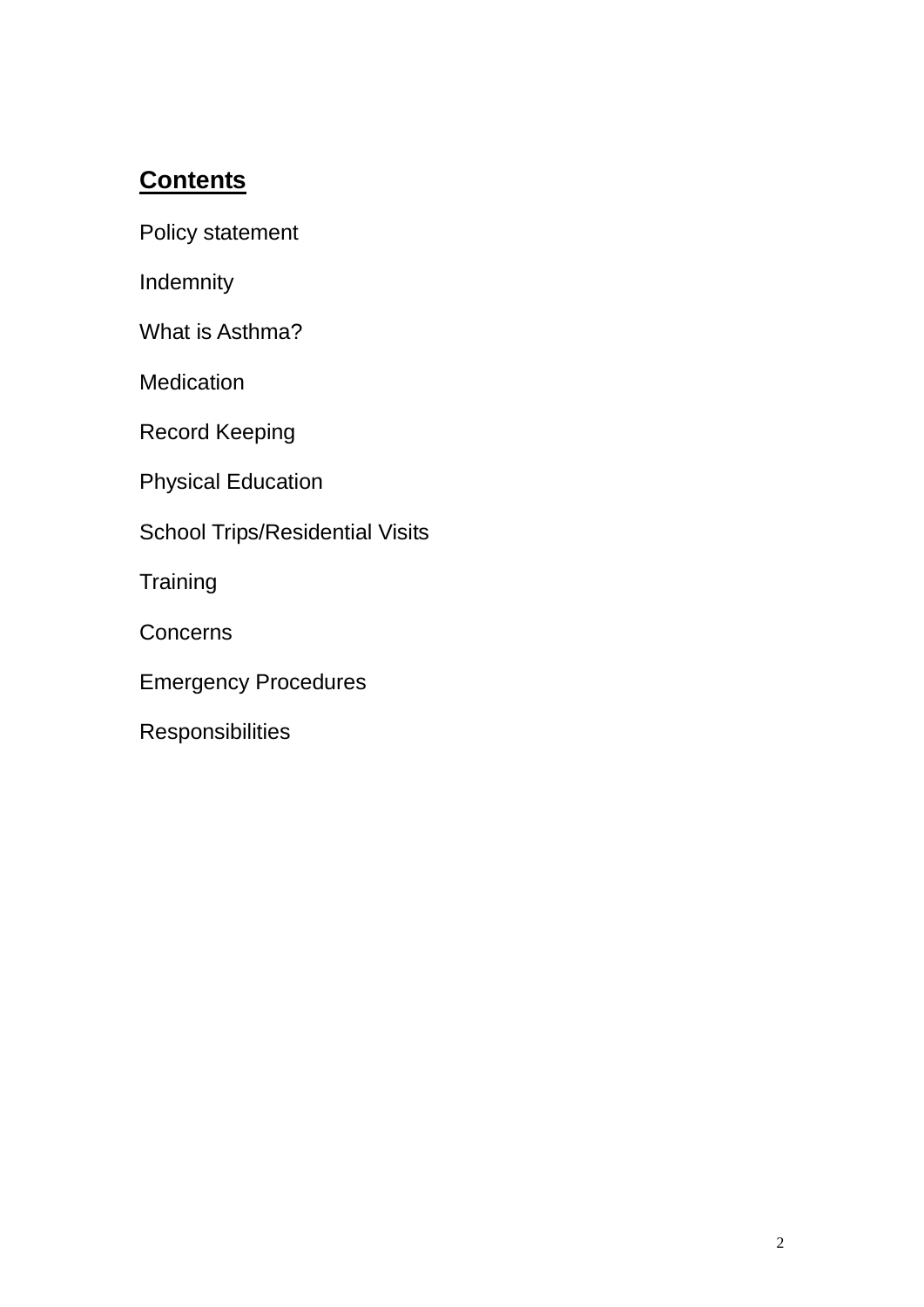## Contents

Policy statement

Indemnity

What is Asthma?

Medication

Record Keeping

Physical Education

School Trips/Residential Visits

Training

Concerns

Emergency Procedures

Responsibilities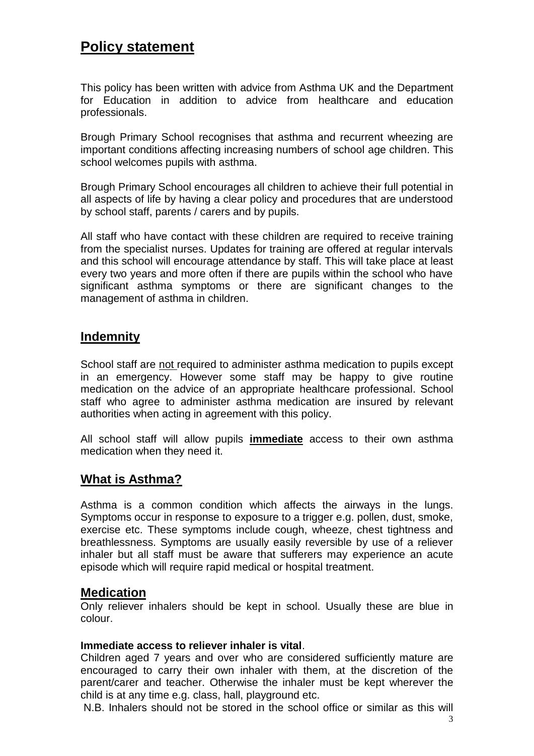## Policy statement

This policy has been written with advice from Asthma UK and the Department for Education in addition to advice from healthcare and education professionals.

Brough Primary School recognises that asthma and recurrent wheezing are important conditions affecting increasing numbers of school age children. This school welcomes pupils with asthma.

Brough Primary School encourages all children to achieve their full potential in all aspects of life by having a clear policy and procedures that are understood by school staff, parents / carers and by pupils.

All staff who have contact with these children are required to receive training from the specialist nurses. Updates for training are offered at regular intervals and this school will encourage attendance by staff. This will take place at least every two years and more often if there are pupils within the school who have significant asthma symptoms or there are significant changes to the management of asthma in children.

## Indemnity

School staff are not required to administer asthma medication to pupils except in an emergency. However some staff may be happy to give routine medication on the advice of an appropriate healthcare professional. School staff who agree to administer asthma medication are insured by relevant authorities when acting in agreement with this policy.

All school staff will allow pupils **immediate** access to their own asthma medication when they need it.

## What is Asthma?

Asthma is a common condition which affects the airways in the lungs. Symptoms occur in response to exposure to a trigger e.g. pollen, dust, smoke, exercise etc. These symptoms include cough, wheeze, chest tightness and breathlessness. Symptoms are usually easily reversible by use of a reliever inhaler but all staff must be aware that sufferers may experience an acute episode which will require rapid medical or hospital treatment.

## Medication

Only reliever inhalers should be kept in school. Usually these are blue in colour.

**Immediate access to reliever inhaler is vital**.

Children aged 7 years and over who are considered sufficiently mature are encouraged to carry their own inhaler with them, at the discretion of the parent/carer and teacher. Otherwise the inhaler must be kept wherever the child is at any time e.g. class, hall, playground etc.

N.B. Inhalers should not be stored in the school office or similar as this will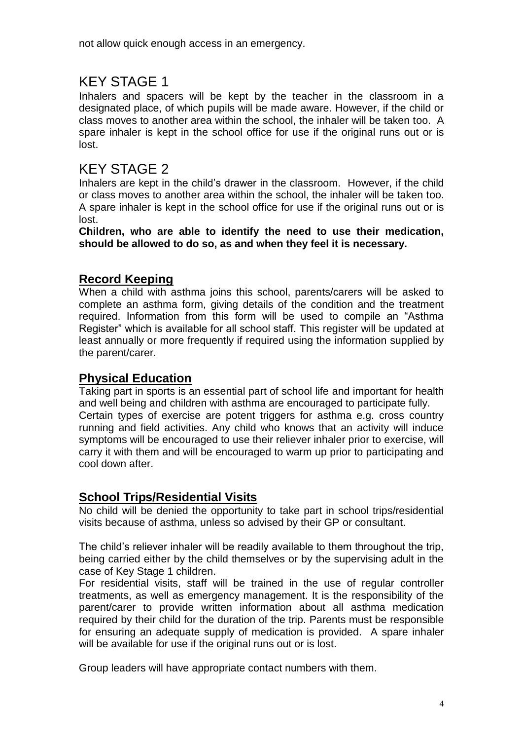not allow quick enough access in an emergency.

# KEY STAGE 1

Inhalers and spacers will be kept by the teacher in the classroom in a designated place, of which pupils will be made aware. However, if the child or class moves to another area within the school, the inhaler will be taken too. A spare inhaler is kept in the school office for use if the original runs out or is lost.

# KEY STAGE 2

Inhalers are kept in the child's drawer in the classroom. However, if the child or class moves to another area within the school, the inhaler will be taken too. A spare inhaler is kept in the school office for use if the original runs out or is lost.

**Children, who are able to identify the need to use their medication, should be allowed to do so, as and when they feel it is necessary.**

## Record Keeping

When a child with asthma joins this school, parents/carers will be asked to complete an asthma form, giving details of the condition and the treatment required. Information from this form will be used to compile an "Asthma Register" which is available for all school staff. This register will be updated at least annually or more frequently if required using the information supplied by the parent/carer.

## Physical Education

Taking part in sports is an essential part of school life and important for health and well being and children with asthma are encouraged to participate fully.
Certain types of exercise are potent triggers for asthma e.g. cross country running and field activities. Any child who knows that an activity will induce symptoms will be encouraged to use their reliever inhaler prior to exercise, will carry it with them and will be encouraged to warm up prior to participating and cool down after.

## School Trips/Residential Visits

No child will be denied the opportunity to take part in school trips/residential visits because of asthma, unless so advised by their GP or consultant.

The child's reliever inhaler will be readily available to them throughout the trip, being carried either by the child themselves or by the supervising adult in the case of Key Stage 1 children.
For residential visits, staff will be trained in the use of regular controller treatments, as well as emergency management. It is the responsibility of the parent/carer to provide written information about all asthma medication required by their child for the duration of the trip. Parents must be responsible for ensuring an adequate supply of medication is provided. A spare inhaler will be available for use if the original runs out or is lost.

Group leaders will have appropriate contact numbers with them.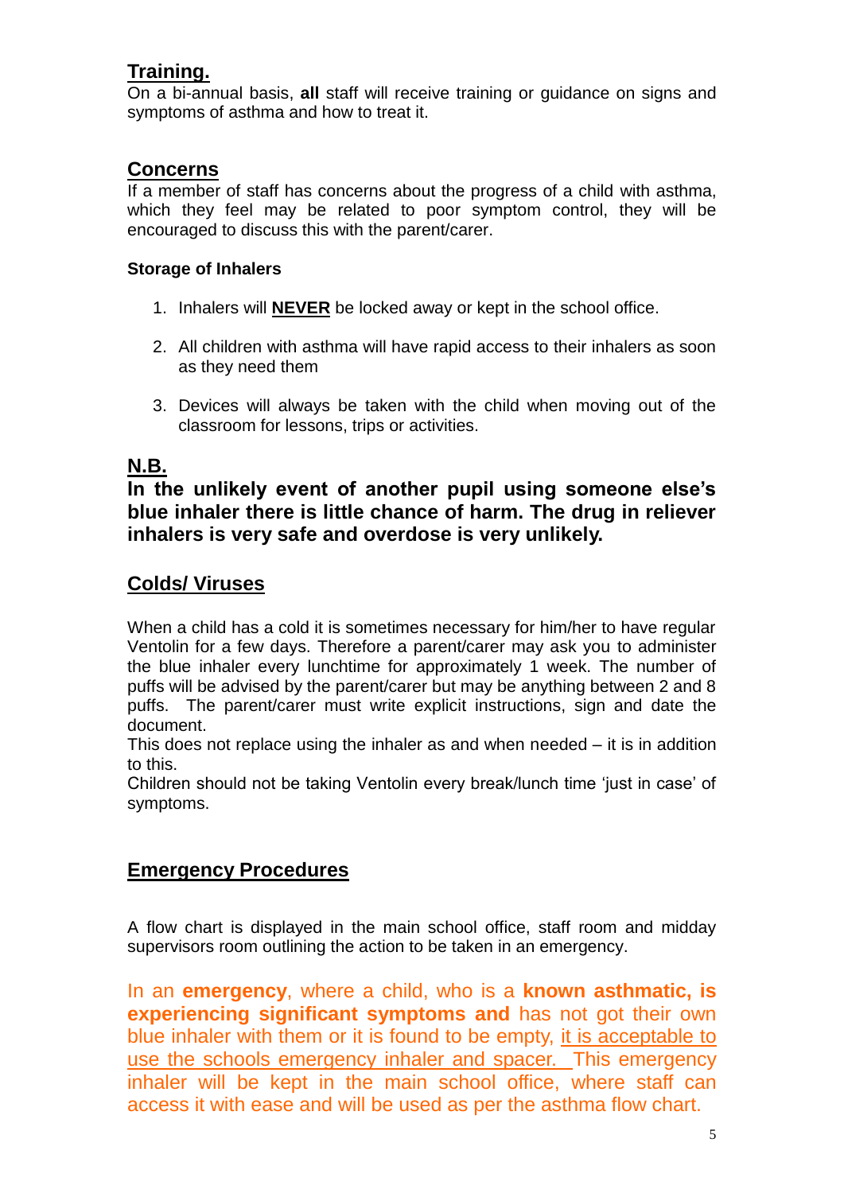## Training.

On a bi-annual basis, **all** staff will receive training or guidance on signs and symptoms of asthma and how to treat it.

## Concerns

If a member of staff has concerns about the progress of a child with asthma, which they feel may be related to poor symptom control, they will be encouraged to discuss this with the parent/carer.

### Storage of Inhalers

1. Inhalers will **NEVER** be locked away or kept in the school office.
2. All children with asthma will have rapid access to their inhalers as soon as they need them
3. Devices will always be taken with the child when moving out of the classroom for lessons, trips or activities.

## N.B.

**In the unlikely event of another pupil using someone else's blue inhaler there is little chance of harm. The drug in reliever inhalers is very safe and overdose is very unlikely.**

## Colds/ Viruses

When a child has a cold it is sometimes necessary for him/her to have regular Ventolin for a few days. Therefore a parent/carer may ask you to administer the blue inhaler every lunchtime for approximately 1 week. The number of puffs will be advised by the parent/carer but may be anything between 2 and 8 puffs. The parent/carer must write explicit instructions, sign and date the document.

This does not replace using the inhaler as and when needed – it is in addition to this.

Children should not be taking Ventolin every break/lunch time 'just in case' of symptoms.

## Emergency Procedures

A flow chart is displayed in the main school office, staff room and midday supervisors room outlining the action to be taken in an emergency.

In an **emergency**, where a child, who is a **known asthmatic, is experiencing significant symptoms and** has not got their own blue inhaler with them or it is found to be empty, it is acceptable to use the schools emergency inhaler and spacer. This emergency inhaler will be kept in the main school office, where staff can access it with ease and will be used as per the asthma flow chart.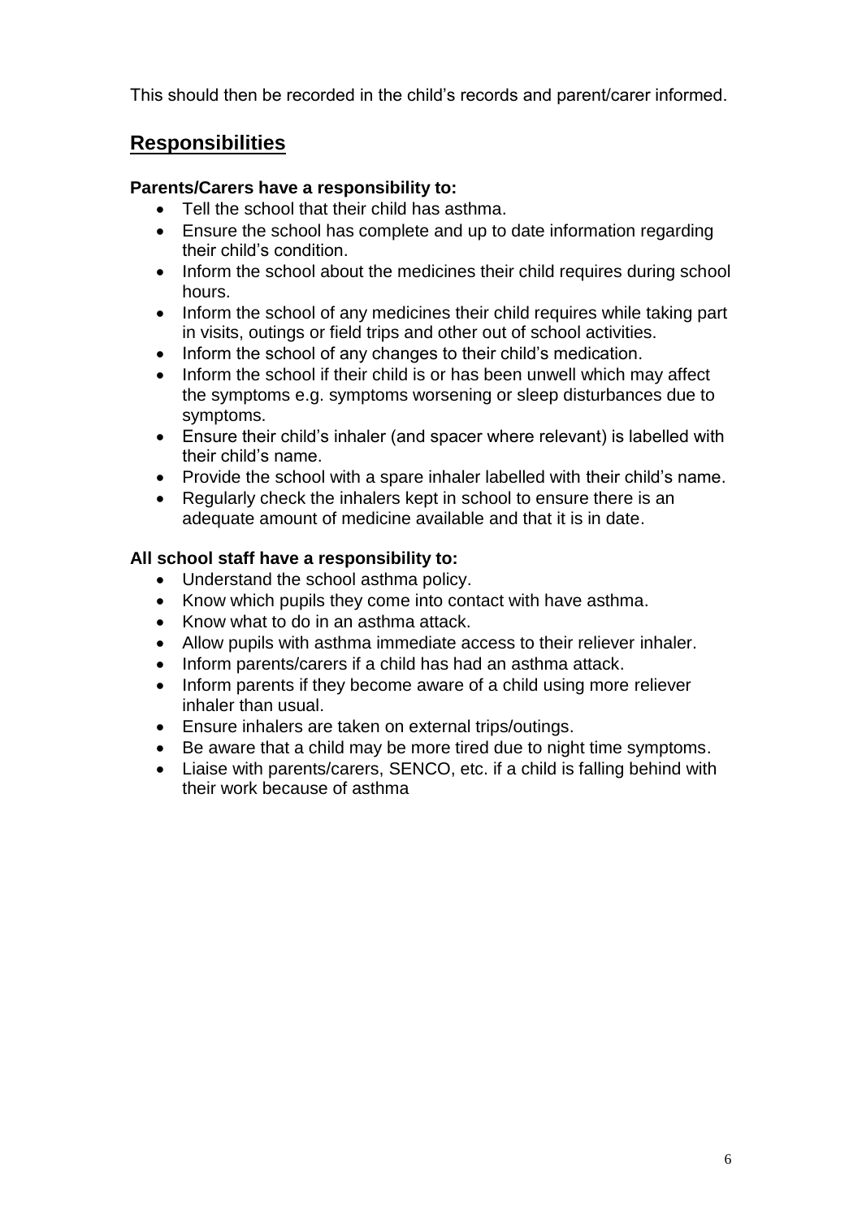This should then be recorded in the child's records and parent/carer informed.

## Responsibilities

**Parents/Carers have a responsibility to:**

- Tell the school that their child has asthma.
- Ensure the school has complete and up to date information regarding their child's condition.
- Inform the school about the medicines their child requires during school hours.
- Inform the school of any medicines their child requires while taking part in visits, outings or field trips and other out of school activities.
- Inform the school of any changes to their child's medication.
- Inform the school if their child is or has been unwell which may affect the symptoms e.g. symptoms worsening or sleep disturbances due to symptoms.
- Ensure their child's inhaler (and spacer where relevant) is labelled with their child's name.
- Provide the school with a spare inhaler labelled with their child's name.
- Regularly check the inhalers kept in school to ensure there is an adequate amount of medicine available and that it is in date.

**All school staff have a responsibility to:**

- Understand the school asthma policy.
- Know which pupils they come into contact with have asthma.
- Know what to do in an asthma attack.
- Allow pupils with asthma immediate access to their reliever inhaler.
- Inform parents/carers if a child has had an asthma attack.
- Inform parents if they become aware of a child using more reliever inhaler than usual.
- Ensure inhalers are taken on external trips/outings.
- Be aware that a child may be more tired due to night time symptoms.
- Liaise with parents/carers, SENCO, etc. if a child is falling behind with their work because of asthma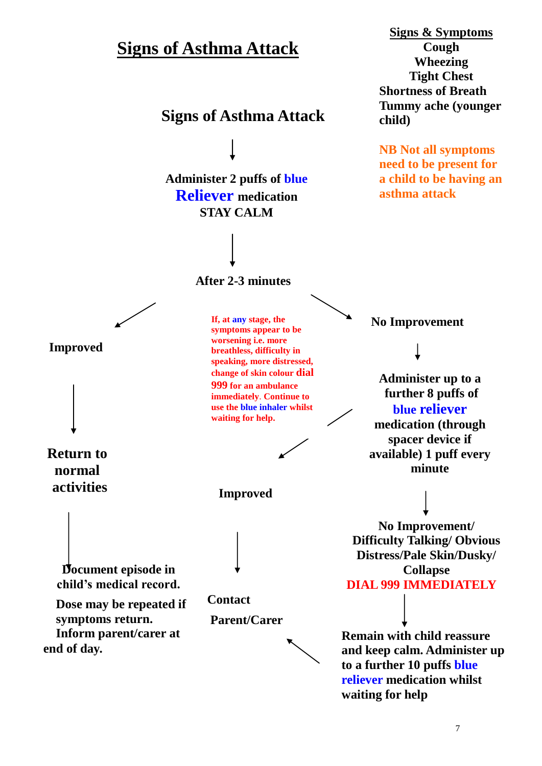# Signs of Asthma Attack

**Signs & Symptoms**

**Cough**
**Wheezing**
**Tight Chest**
**Shortness of Breath**
**Tummy ache (younger child)**

**NB Not all symptoms need to be present for a child to be having an asthma attack**

**Signs of Asthma Attack**

↓

**Administer 2 puffs of blue Reliever medication**
**STAY CALM**

↓

**After 2-3 minutes**

**Improved**

↓

**Return to normal activities**

↓

**Document episode in child's medical record.**

**Dose may be repeated if symptoms return.**
**Inform parent/carer at end of day.**

**If, at any stage, the symptoms appear to be worsening i.e. more breathless, difficulty in speaking, more distressed, change of skin colour dial 999 for an ambulance immediately. Continue to use the blue inhaler whilst waiting for help.**

**No Improvement**

↓

**Administer up to a further 8 puffs of blue reliever medication (through spacer device if available) 1 puff every minute**

**Improved**

↓

**Contact Parent/Carer**

↓

**No Improvement/ Difficulty Talking/ Obvious Distress/Pale Skin/Dusky/ Collapse**
**DIAL 999 IMMEDIATELY**

↓

**Remain with child reassure and keep calm. Administer up to a further 10 puffs blue reliever medication whilst waiting for help**